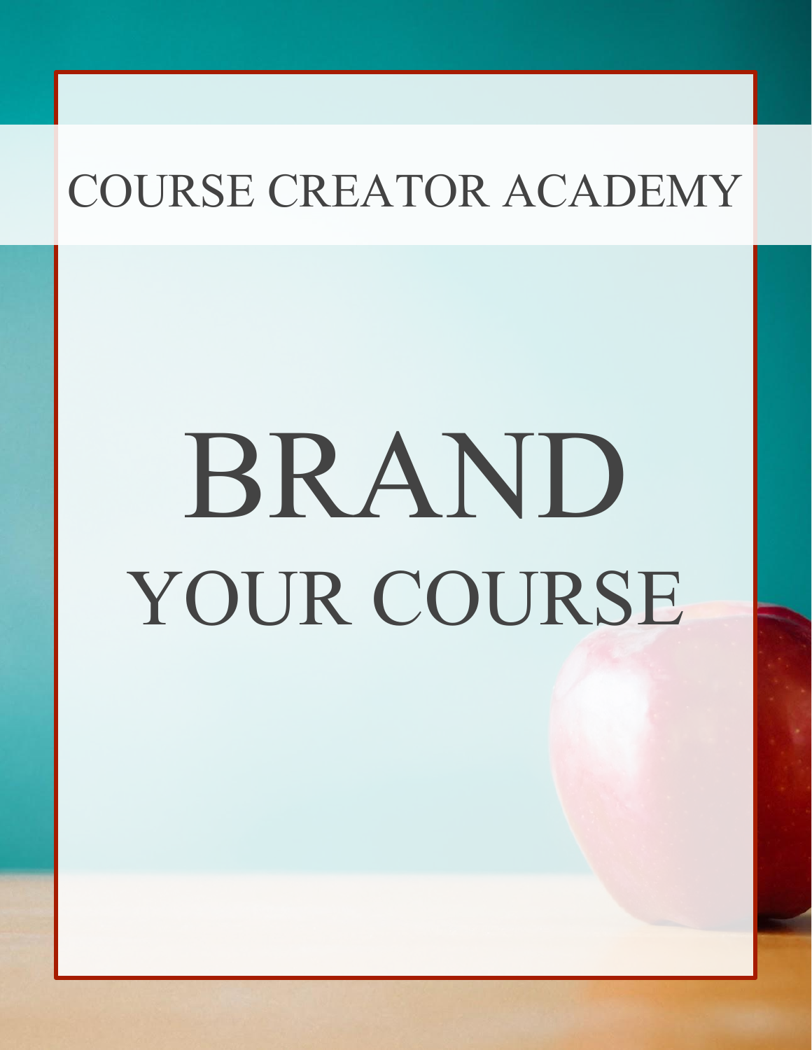COURSE CREATOR ACADEMY

# BRAND

## YOUR COURSE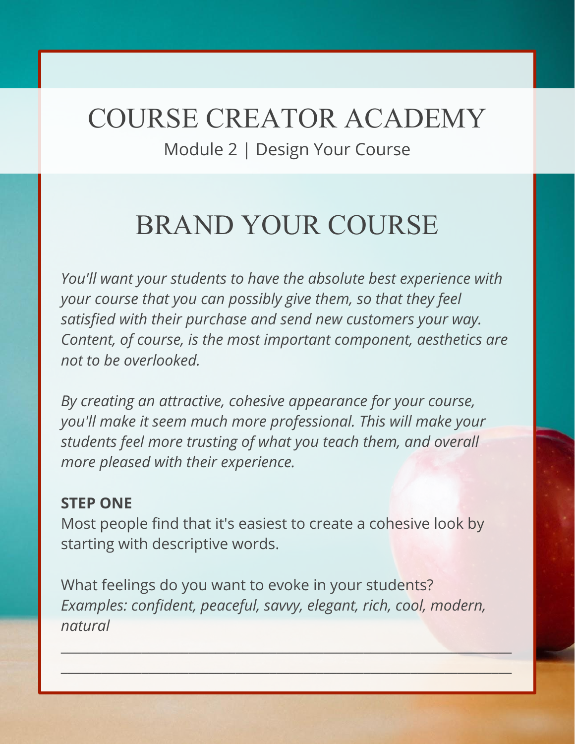# COURSE CREATOR ACADEMY

Module 2 | Design Your Course

## BRAND YOUR COURSE

*You'll want your students to have the absolute best experience with your course that you can possibly give them, so that they feel satisfied with their purchase and send new customers your way. Content, of course, is the most important component, aesthetics are not to be overlooked.*

*By creating an attractive, cohesive appearance for your course, you'll make it seem much more professional. This will make your students feel more trusting of what you teach them, and overall more pleased with their experience.*

**STEP ONE**

Most people find that it's easiest to create a cohesive look by starting with descriptive words.

What feelings do you want to evoke in your students?
*Examples: confident, peaceful, savvy, elegant, rich, cool, modern, natural*

______________________________________________________________

______________________________________________________________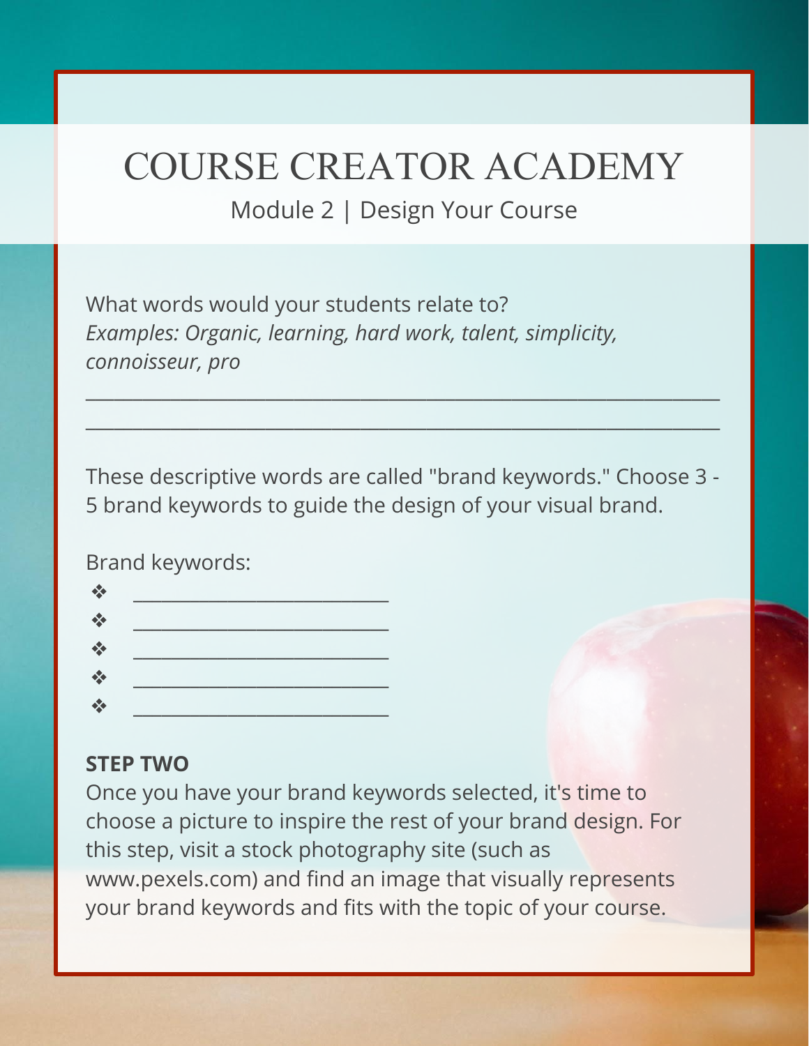# COURSE CREATOR ACADEMY

Module 2 | Design Your Course

What words would your students relate to?
*Examples: Organic, learning, hard work, talent, simplicity, connoisseur, pro*

_______________________________________________________________

_______________________________________________________________

These descriptive words are called "brand keywords." Choose 3 - 5 brand keywords to guide the design of your visual brand.

Brand keywords:

- ❖ _________________________
- ❖ _________________________
- ❖ _________________________
- ❖ _________________________
- ❖ _________________________

**STEP TWO**

Once you have your brand keywords selected, it's time to choose a picture to inspire the rest of your brand design. For this step, visit a stock photography site (such as www.pexels.com) and find an image that visually represents your brand keywords and fits with the topic of your course.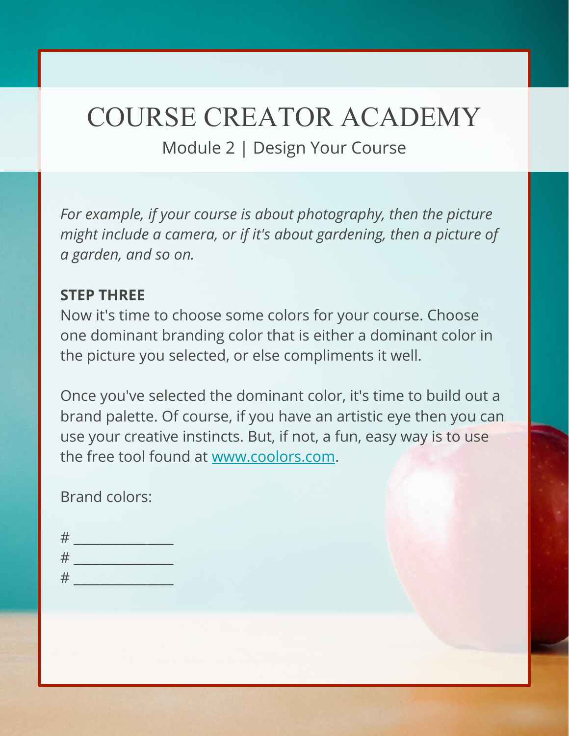# COURSE CREATOR ACADEMY

Module 2 | Design Your Course

*For example, if your course is about photography, then the picture might include a camera, or if it's about gardening, then a picture of a garden, and so on.*

**STEP THREE**

Now it's time to choose some colors for your course. Choose one dominant branding color that is either a dominant color in the picture you selected, or else compliments it well.

Once you've selected the dominant color, it's time to build out a brand palette. Of course, if you have an artistic eye then you can use your creative instincts. But, if not, a fun, easy way is to use the free tool found at [www.coolors.com](http://www.coolors.com).

Brand colors:

# _______________
# _______________
# _______________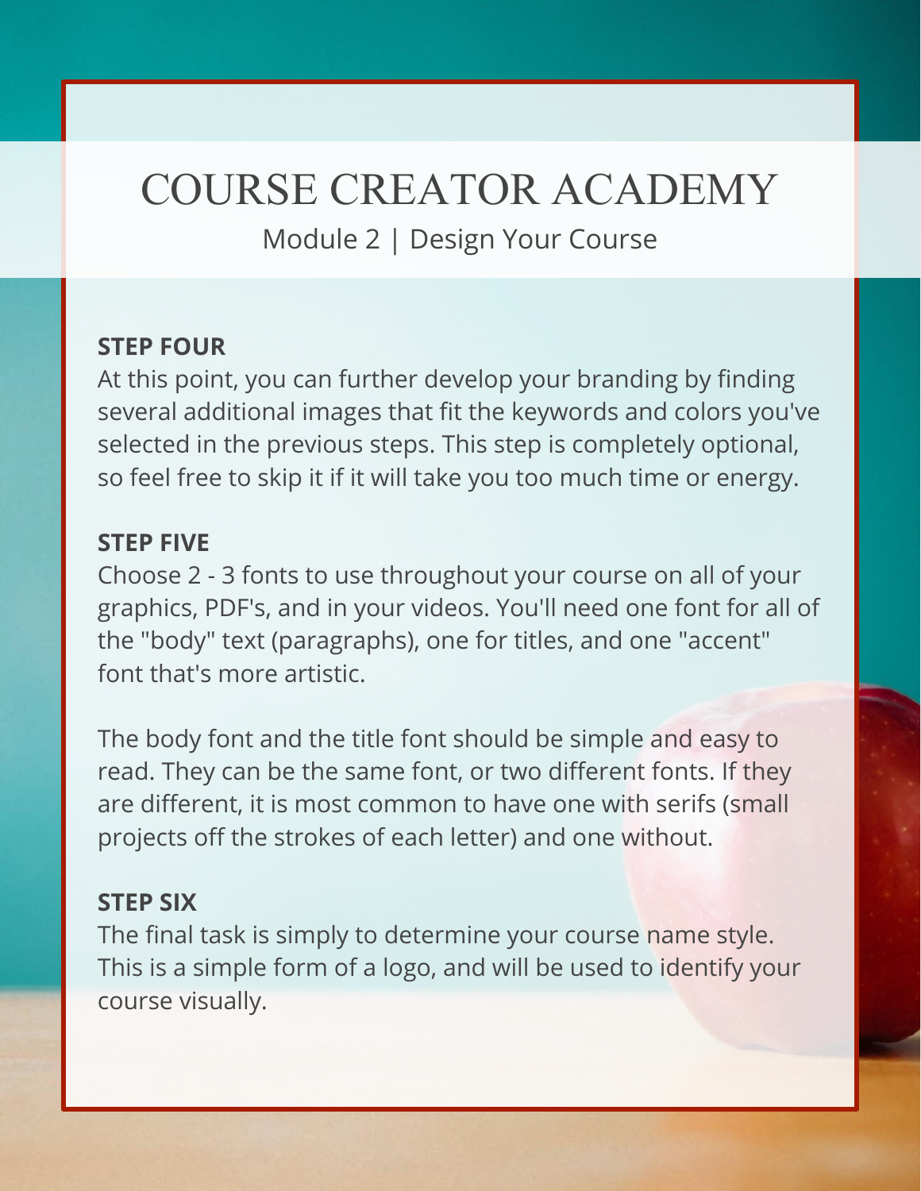# COURSE CREATOR ACADEMY

## Module 2 | Design Your Course

**STEP FOUR**

At this point, you can further develop your branding by finding several additional images that fit the keywords and colors you've selected in the previous steps. This step is completely optional, so feel free to skip it if it will take you too much time or energy.

**STEP FIVE**

Choose 2 - 3 fonts to use throughout your course on all of your graphics, PDF's, and in your videos. You'll need one font for all of the "body" text (paragraphs), one for titles, and one "accent" font that's more artistic.

The body font and the title font should be simple and easy to read. They can be the same font, or two different fonts. If they are different, it is most common to have one with serifs (small projects off the strokes of each letter) and one without.

**STEP SIX**

The final task is simply to determine your course name style. This is a simple form of a logo, and will be used to identify your course visually.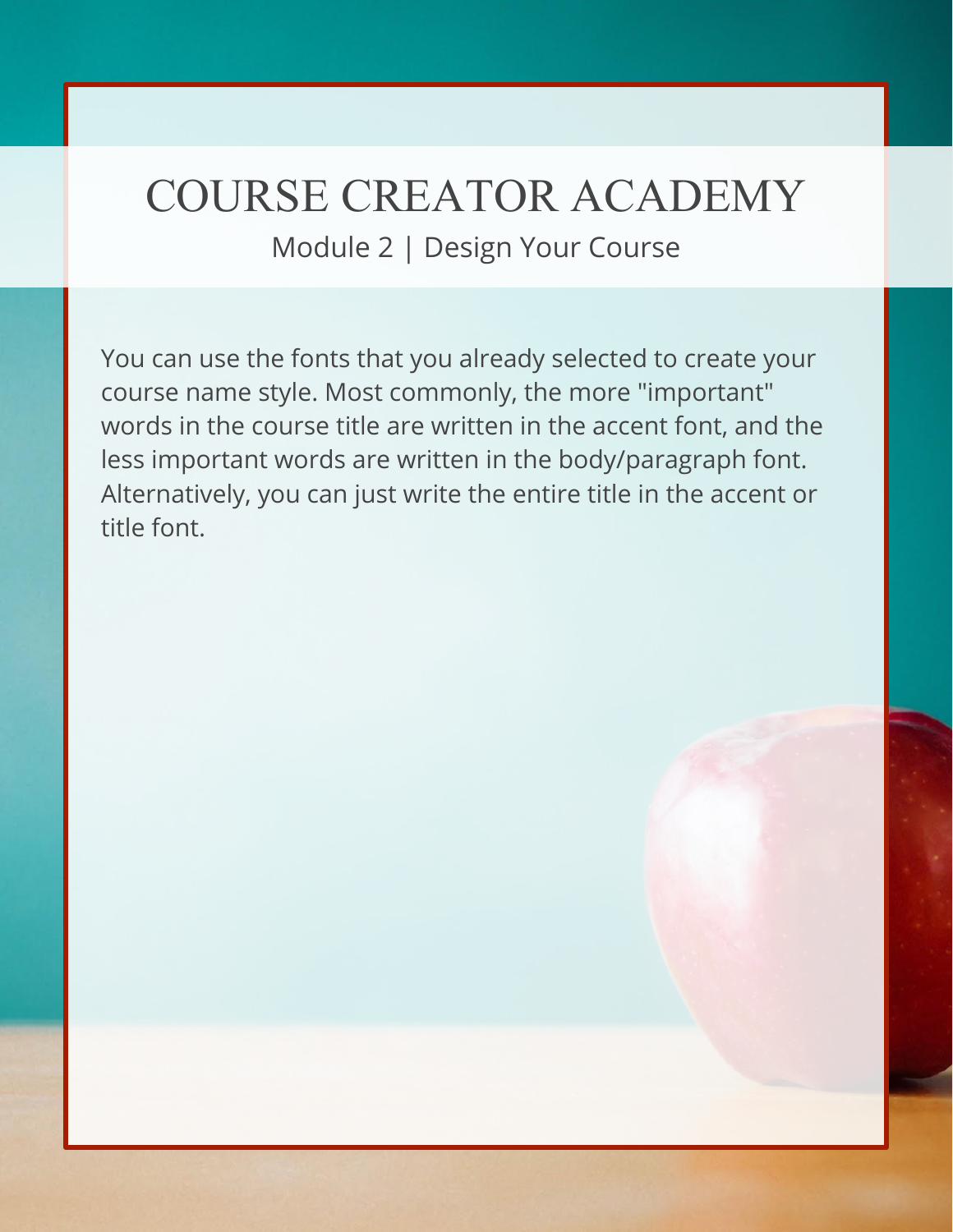# COURSE CREATOR ACADEMY

Module 2 | Design Your Course

You can use the fonts that you already selected to create your course name style. Most commonly, the more "important" words in the course title are written in the accent font, and the less important words are written in the body/paragraph font. Alternatively, you can just write the entire title in the accent or title font.